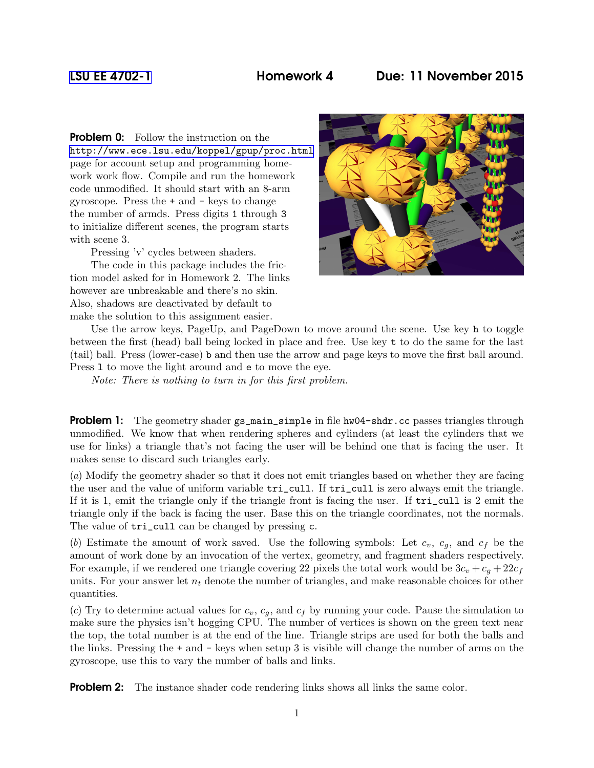LSU EE 4702-1 **Homework 4** **Due: 11 November 2015**

**Problem 0:** Follow the instruction on the http://www.ece.lsu.edu/koppel/gpup/proc.html page for account setup and programming homework work flow. Compile and run the homework code unmodified. It should start with an 8-arm gyroscope. Press the `+` and `-` keys to change the number of armds. Press digits `1` through `3` to initialize different scenes, the program starts with scene 3.

Pressing 'v' cycles between shaders.

The code in this package includes the friction model asked for in Homework 2. The links however are unbreakable and there's no skin. Also, shadows are deactivated by default to make the solution to this assignment easier.

Use the arrow keys, PageUp, and PageDown to move around the scene. Use key `h` to toggle between the first (head) ball being locked in place and free. Use key `t` to do the same for the last (tail) ball. Press (lower-case) `b` and then use the arrow and page keys to move the first ball around. Press `l` to move the light around and `e` to move the eye.

*Note: There is nothing to turn in for this first problem.*

**Problem 1:** The geometry shader `gs_main_simple` in file `hw04-shdr.cc` passes triangles through unmodified. We know that when rendering spheres and cylinders (at least the cylinders that we use for links) a triangle that's not facing the user will be behind one that is facing the user. It makes sense to discard such triangles early.

(*a*) Modify the geometry shader so that it does not emit triangles based on whether they are facing the user and the value of uniform variable `tri_cull`. If `tri_cull` is zero always emit the triangle. If it is 1, emit the triangle only if the triangle front is facing the user. If `tri_cull` is 2 emit the triangle only if the back is facing the user. Base this on the triangle coordinates, not the normals. The value of `tri_cull` can be changed by pressing `c`.

(*b*) Estimate the amount of work saved. Use the following symbols: Let $c_v$, $c_g$, and $c_f$ be the amount of work done by an invocation of the vertex, geometry, and fragment shaders respectively. For example, if we rendered one triangle covering 22 pixels the total work would be $3c_v + c_g + 22c_f$ units. For your answer let $n_t$ denote the number of triangles, and make reasonable choices for other quantities.

(*c*) Try to determine actual values for $c_v$, $c_g$, and $c_f$ by running your code. Pause the simulation to make sure the physics isn't hogging CPU. The number of vertices is shown on the green text near the top, the total number is at the end of the line. Triangle strips are used for both the balls and the links. Pressing the `+` and `-` keys when setup 3 is visible will change the number of arms on the gyroscope, use this to vary the number of balls and links.

**Problem 2:** The instance shader code rendering links shows all links the same color.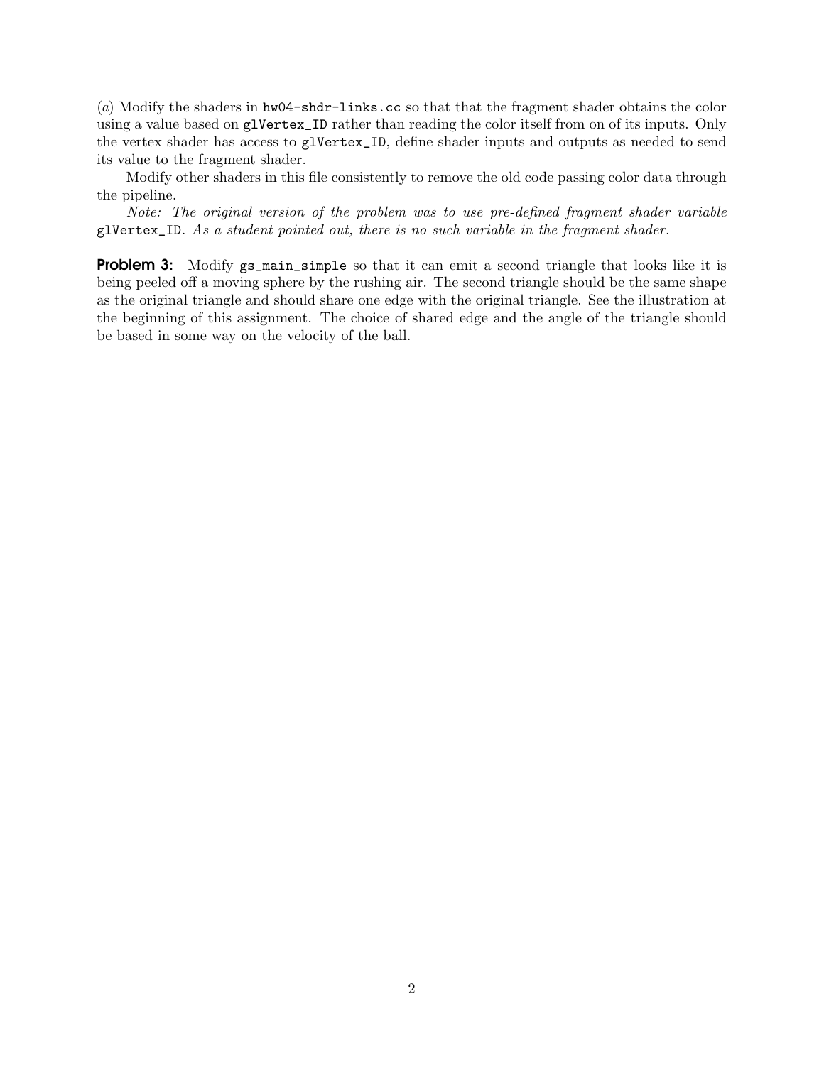(*a*) Modify the shaders in `hw04-shdr-links.cc` so that that the fragment shader obtains the color using a value based on `glVertex_ID` rather than reading the color itself from on of its inputs. Only the vertex shader has access to `glVertex_ID`, define shader inputs and outputs as needed to send its value to the fragment shader.

Modify other shaders in this file consistently to remove the old code passing color data through the pipeline.

*Note: The original version of the problem was to use pre-defined fragment shader variable* `glVertex_ID`*. As a student pointed out, there is no such variable in the fragment shader.*

**Problem 3:** Modify `gs_main_simple` so that it can emit a second triangle that looks like it is being peeled off a moving sphere by the rushing air. The second triangle should be the same shape as the original triangle and should share one edge with the original triangle. See the illustration at the beginning of this assignment. The choice of shared edge and the angle of the triangle should be based in some way on the velocity of the ball.